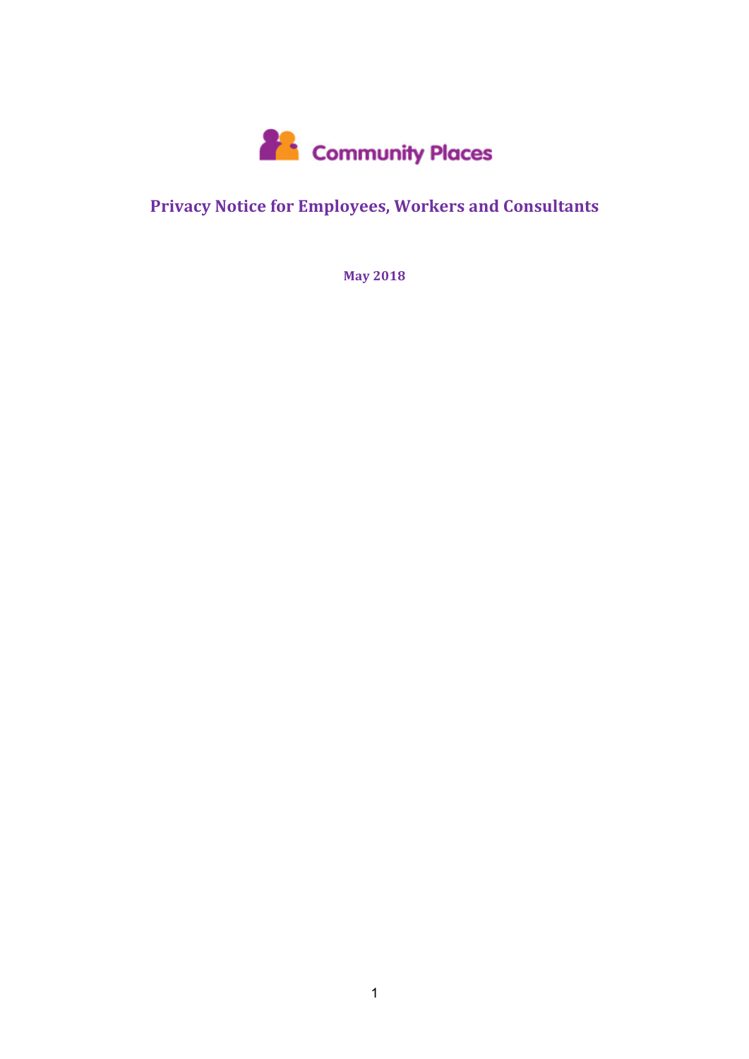Community Places

# Privacy Notice for Employees, Workers and Consultants

**May 2018**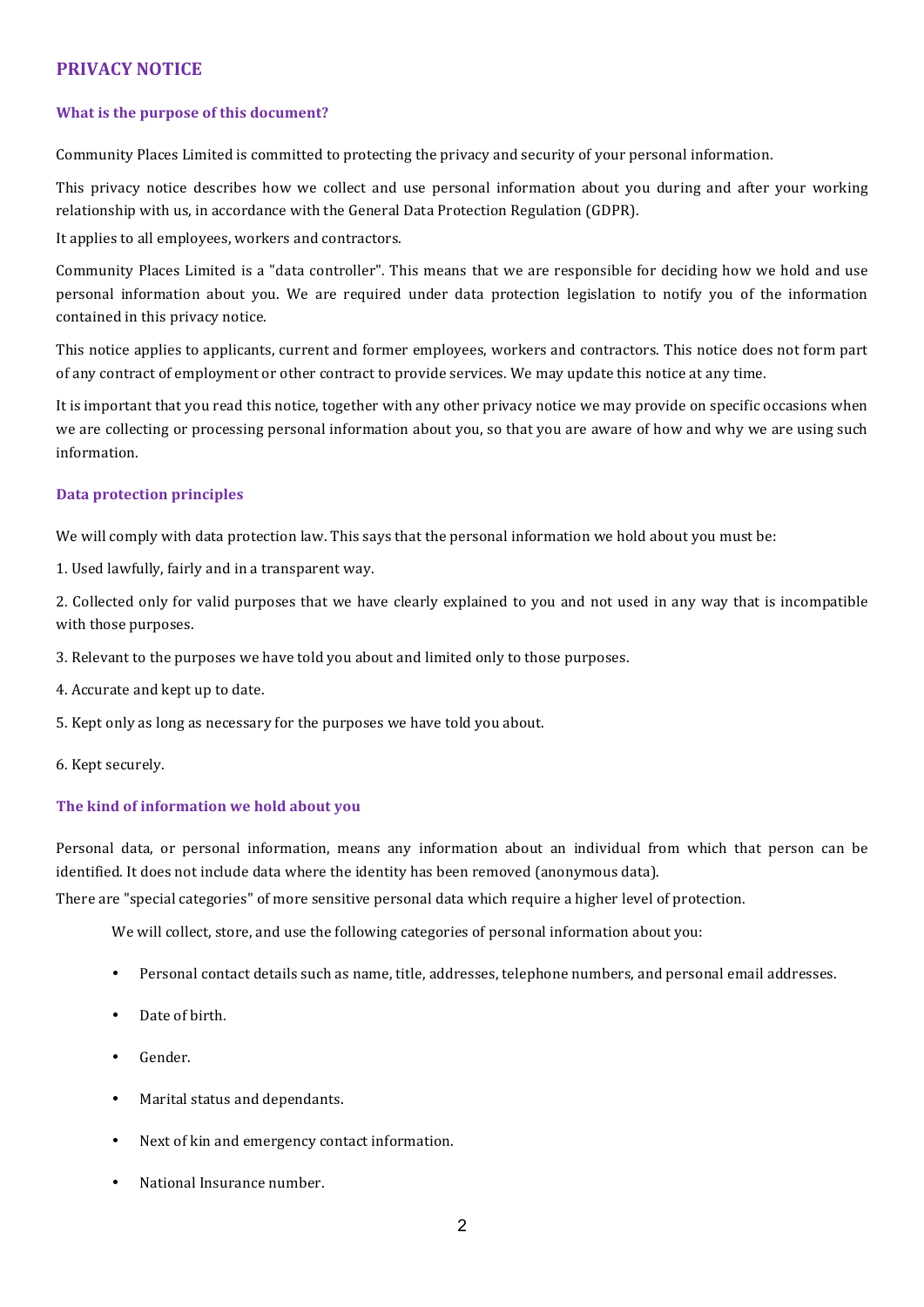## PRIVACY NOTICE

### What is the purpose of this document?

Community Places Limited is committed to protecting the privacy and security of your personal information.

This privacy notice describes how we collect and use personal information about you during and after your working relationship with us, in accordance with the General Data Protection Regulation (GDPR).

It applies to all employees, workers and contractors.

Community Places Limited is a "data controller". This means that we are responsible for deciding how we hold and use personal information about you. We are required under data protection legislation to notify you of the information contained in this privacy notice.

This notice applies to applicants, current and former employees, workers and contractors. This notice does not form part of any contract of employment or other contract to provide services. We may update this notice at any time.

It is important that you read this notice, together with any other privacy notice we may provide on specific occasions when we are collecting or processing personal information about you, so that you are aware of how and why we are using such information.

### Data protection principles

We will comply with data protection law. This says that the personal information we hold about you must be:

1. Used lawfully, fairly and in a transparent way.

2. Collected only for valid purposes that we have clearly explained to you and not used in any way that is incompatible with those purposes.

3. Relevant to the purposes we have told you about and limited only to those purposes.

4. Accurate and kept up to date.

5. Kept only as long as necessary for the purposes we have told you about.

6. Kept securely.

### The kind of information we hold about you

Personal data, or personal information, means any information about an individual from which that person can be identified. It does not include data where the identity has been removed (anonymous data).

There are "special categories" of more sensitive personal data which require a higher level of protection.

We will collect, store, and use the following categories of personal information about you:

- Personal contact details such as name, title, addresses, telephone numbers, and personal email addresses.
- Date of birth.
- Gender.
- Marital status and dependants.
- Next of kin and emergency contact information.
- National Insurance number.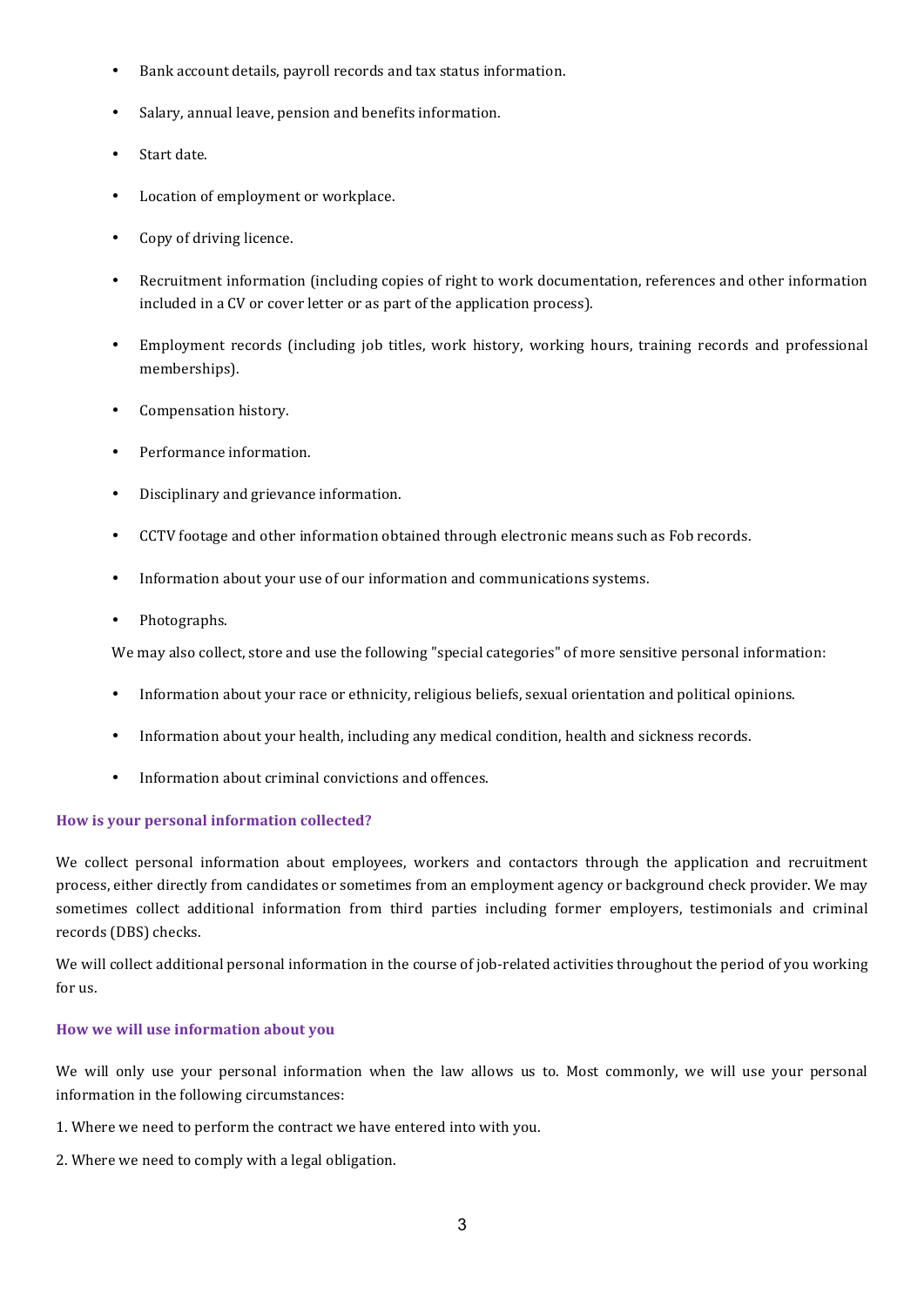- Bank account details, payroll records and tax status information.
- Salary, annual leave, pension and benefits information.
- Start date.
- Location of employment or workplace.
- Copy of driving licence.
- Recruitment information (including copies of right to work documentation, references and other information included in a CV or cover letter or as part of the application process).
- Employment records (including job titles, work history, working hours, training records and professional memberships).
- Compensation history.
- Performance information.
- Disciplinary and grievance information.
- CCTV footage and other information obtained through electronic means such as Fob records.
- Information about your use of our information and communications systems.
- Photographs.

We may also collect, store and use the following "special categories" of more sensitive personal information:

- Information about your race or ethnicity, religious beliefs, sexual orientation and political opinions.
- Information about your health, including any medical condition, health and sickness records.
- Information about criminal convictions and offences.

### How is your personal information collected?

We collect personal information about employees, workers and contactors through the application and recruitment process, either directly from candidates or sometimes from an employment agency or background check provider. We may sometimes collect additional information from third parties including former employers, testimonials and criminal records (DBS) checks.

We will collect additional personal information in the course of job-related activities throughout the period of you working for us.

### How we will use information about you

We will only use your personal information when the law allows us to. Most commonly, we will use your personal information in the following circumstances:

1. Where we need to perform the contract we have entered into with you.
2. Where we need to comply with a legal obligation.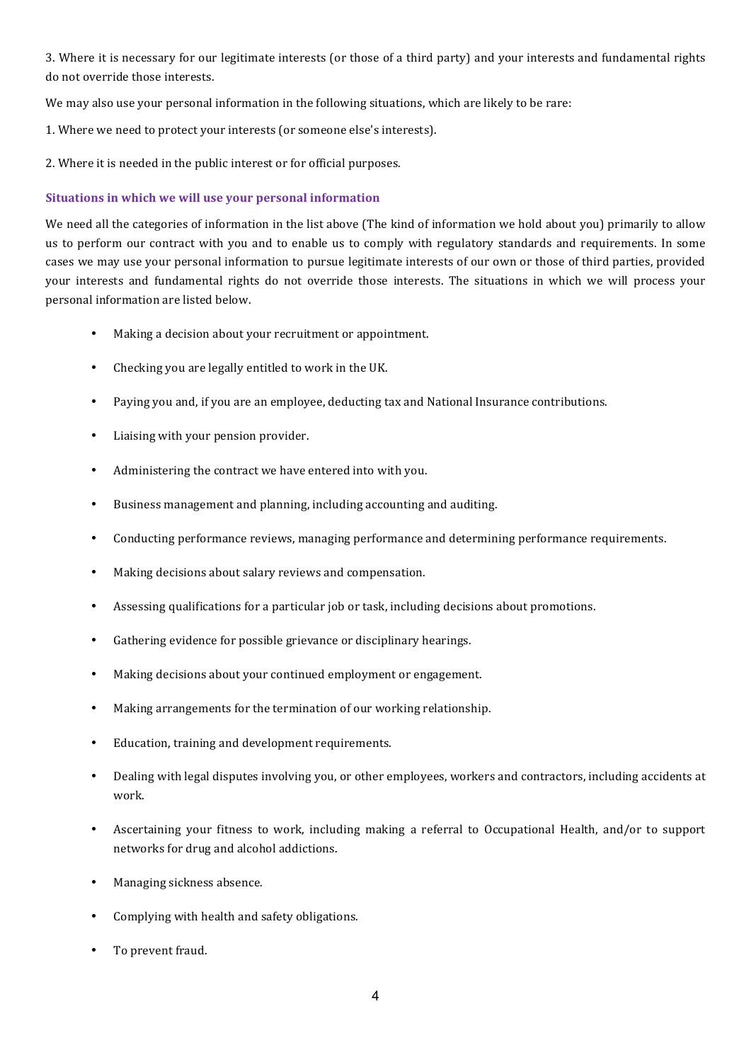3. Where it is necessary for our legitimate interests (or those of a third party) and your interests and fundamental rights do not override those interests.

We may also use your personal information in the following situations, which are likely to be rare:

1. Where we need to protect your interests (or someone else's interests).

2. Where it is needed in the public interest or for official purposes.

### Situations in which we will use your personal information

We need all the categories of information in the list above (The kind of information we hold about you) primarily to allow us to perform our contract with you and to enable us to comply with regulatory standards and requirements. In some cases we may use your personal information to pursue legitimate interests of our own or those of third parties, provided your interests and fundamental rights do not override those interests. The situations in which we will process your personal information are listed below.

- Making a decision about your recruitment or appointment.
- Checking you are legally entitled to work in the UK.
- Paying you and, if you are an employee, deducting tax and National Insurance contributions.
- Liaising with your pension provider.
- Administering the contract we have entered into with you.
- Business management and planning, including accounting and auditing.
- Conducting performance reviews, managing performance and determining performance requirements.
- Making decisions about salary reviews and compensation.
- Assessing qualifications for a particular job or task, including decisions about promotions.
- Gathering evidence for possible grievance or disciplinary hearings.
- Making decisions about your continued employment or engagement.
- Making arrangements for the termination of our working relationship.
- Education, training and development requirements.
- Dealing with legal disputes involving you, or other employees, workers and contractors, including accidents at work.
- Ascertaining your fitness to work, including making a referral to Occupational Health, and/or to support networks for drug and alcohol addictions.
- Managing sickness absence.
- Complying with health and safety obligations.
- To prevent fraud.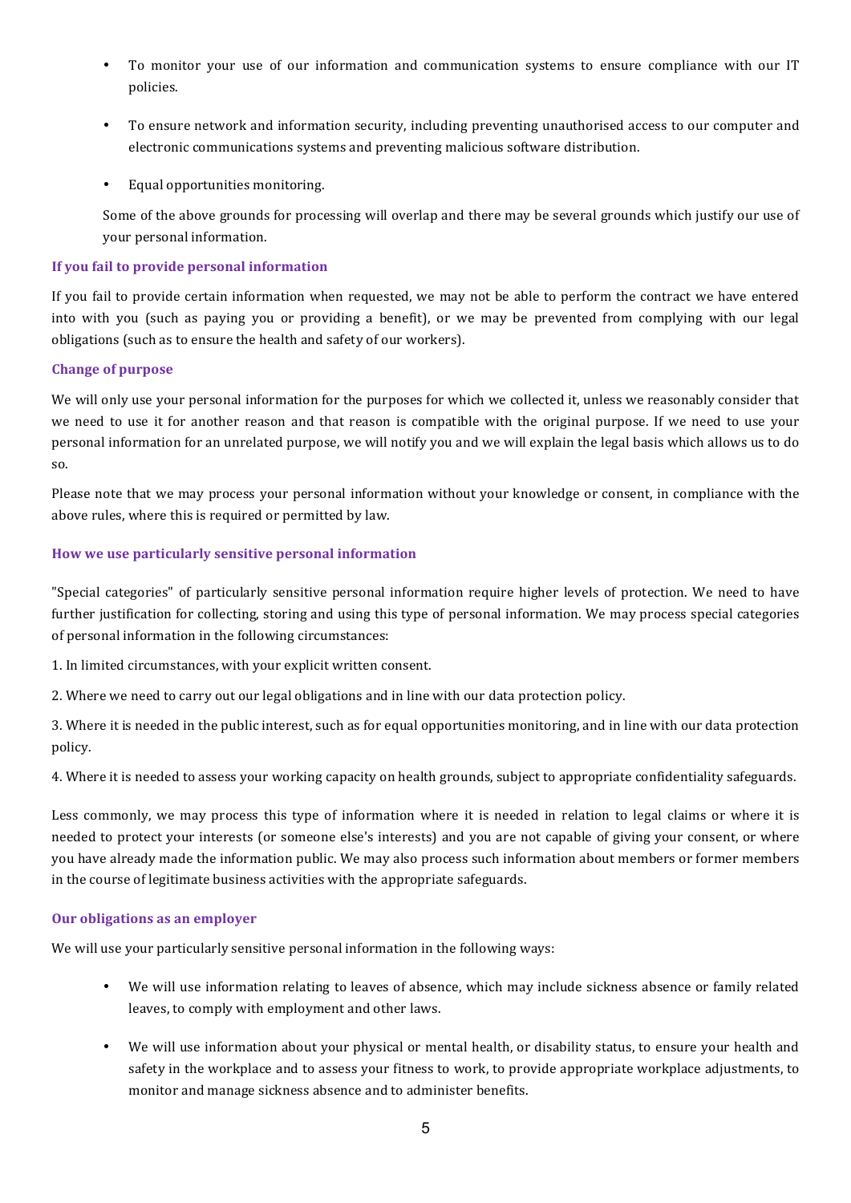- To monitor your use of our information and communication systems to ensure compliance with our IT policies.
- To ensure network and information security, including preventing unauthorised access to our computer and electronic communications systems and preventing malicious software distribution.
- Equal opportunities monitoring.

Some of the above grounds for processing will overlap and there may be several grounds which justify our use of your personal information.

### If you fail to provide personal information

If you fail to provide certain information when requested, we may not be able to perform the contract we have entered into with you (such as paying you or providing a benefit), or we may be prevented from complying with our legal obligations (such as to ensure the health and safety of our workers).

### Change of purpose

We will only use your personal information for the purposes for which we collected it, unless we reasonably consider that we need to use it for another reason and that reason is compatible with the original purpose. If we need to use your personal information for an unrelated purpose, we will notify you and we will explain the legal basis which allows us to do so.

Please note that we may process your personal information without your knowledge or consent, in compliance with the above rules, where this is required or permitted by law.

### How we use particularly sensitive personal information

"Special categories" of particularly sensitive personal information require higher levels of protection. We need to have further justification for collecting, storing and using this type of personal information. We may process special categories of personal information in the following circumstances:

1. In limited circumstances, with your explicit written consent.

2. Where we need to carry out our legal obligations and in line with our data protection policy.

3. Where it is needed in the public interest, such as for equal opportunities monitoring, and in line with our data protection policy.

4. Where it is needed to assess your working capacity on health grounds, subject to appropriate confidentiality safeguards.

Less commonly, we may process this type of information where it is needed in relation to legal claims or where it is needed to protect your interests (or someone else's interests) and you are not capable of giving your consent, or where you have already made the information public. We may also process such information about members or former members in the course of legitimate business activities with the appropriate safeguards.

### Our obligations as an employer

We will use your particularly sensitive personal information in the following ways:

- We will use information relating to leaves of absence, which may include sickness absence or family related leaves, to comply with employment and other laws.
- We will use information about your physical or mental health, or disability status, to ensure your health and safety in the workplace and to assess your fitness to work, to provide appropriate workplace adjustments, to monitor and manage sickness absence and to administer benefits.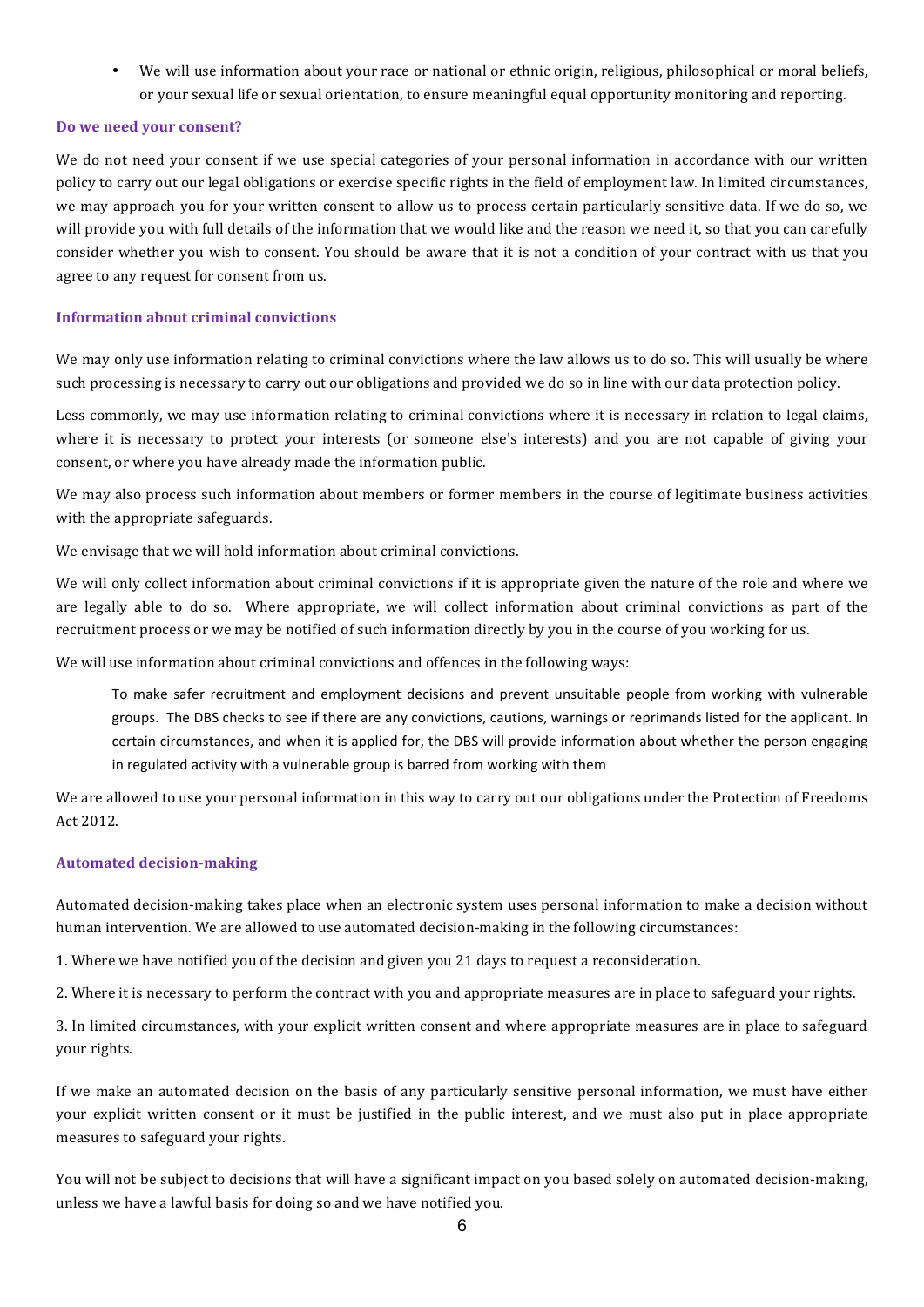- We will use information about your race or national or ethnic origin, religious, philosophical or moral beliefs, or your sexual life or sexual orientation, to ensure meaningful equal opportunity monitoring and reporting.

### Do we need your consent?

We do not need your consent if we use special categories of your personal information in accordance with our written policy to carry out our legal obligations or exercise specific rights in the field of employment law. In limited circumstances, we may approach you for your written consent to allow us to process certain particularly sensitive data. If we do so, we will provide you with full details of the information that we would like and the reason we need it, so that you can carefully consider whether you wish to consent. You should be aware that it is not a condition of your contract with us that you agree to any request for consent from us.

### Information about criminal convictions

We may only use information relating to criminal convictions where the law allows us to do so. This will usually be where such processing is necessary to carry out our obligations and provided we do so in line with our data protection policy.

Less commonly, we may use information relating to criminal convictions where it is necessary in relation to legal claims, where it is necessary to protect your interests (or someone else's interests) and you are not capable of giving your consent, or where you have already made the information public.

We may also process such information about members or former members in the course of legitimate business activities with the appropriate safeguards.

We envisage that we will hold information about criminal convictions.

We will only collect information about criminal convictions if it is appropriate given the nature of the role and where we are legally able to do so. Where appropriate, we will collect information about criminal convictions as part of the recruitment process or we may be notified of such information directly by you in the course of you working for us.

We will use information about criminal convictions and offences in the following ways:

> To make safer recruitment and employment decisions and prevent unsuitable people from working with vulnerable groups. The DBS checks to see if there are any convictions, cautions, warnings or reprimands listed for the applicant. In certain circumstances, and when it is applied for, the DBS will provide information about whether the person engaging in regulated activity with a vulnerable group is barred from working with them

We are allowed to use your personal information in this way to carry out our obligations under the Protection of Freedoms Act 2012.

### Automated decision-making

Automated decision-making takes place when an electronic system uses personal information to make a decision without human intervention. We are allowed to use automated decision-making in the following circumstances:

1. Where we have notified you of the decision and given you 21 days to request a reconsideration.

2. Where it is necessary to perform the contract with you and appropriate measures are in place to safeguard your rights.

3. In limited circumstances, with your explicit written consent and where appropriate measures are in place to safeguard your rights.

If we make an automated decision on the basis of any particularly sensitive personal information, we must have either your explicit written consent or it must be justified in the public interest, and we must also put in place appropriate measures to safeguard your rights.

You will not be subject to decisions that will have a significant impact on you based solely on automated decision-making, unless we have a lawful basis for doing so and we have notified you.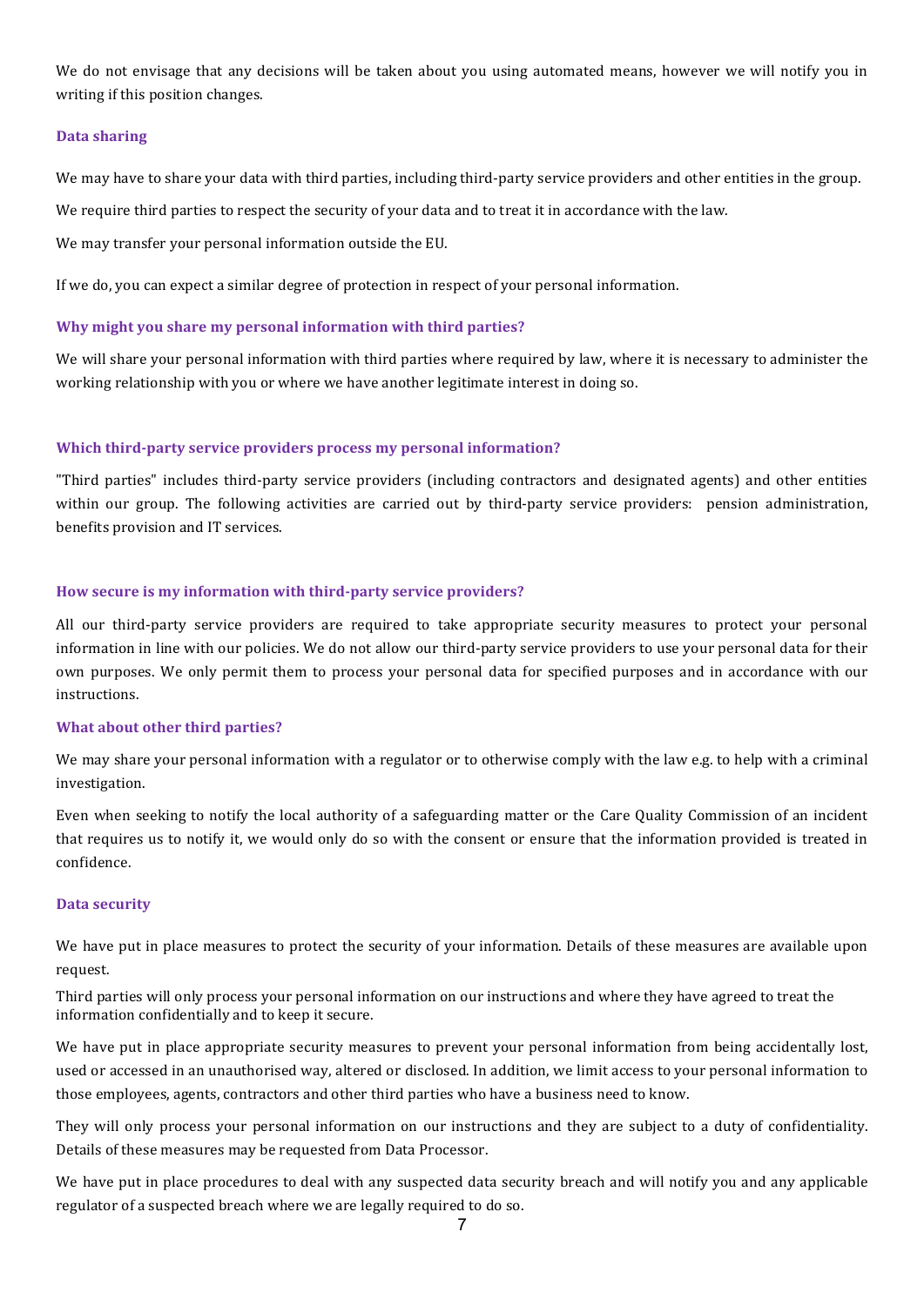We do not envisage that any decisions will be taken about you using automated means, however we will notify you in writing if this position changes.

## Data sharing

We may have to share your data with third parties, including third-party service providers and other entities in the group.

We require third parties to respect the security of your data and to treat it in accordance with the law.

We may transfer your personal information outside the EU.

If we do, you can expect a similar degree of protection in respect of your personal information.

### Why might you share my personal information with third parties?

We will share your personal information with third parties where required by law, where it is necessary to administer the working relationship with you or where we have another legitimate interest in doing so.

### Which third-party service providers process my personal information?

"Third parties" includes third-party service providers (including contractors and designated agents) and other entities within our group. The following activities are carried out by third-party service providers: pension administration, benefits provision and IT services.

### How secure is my information with third-party service providers?

All our third-party service providers are required to take appropriate security measures to protect your personal information in line with our policies. We do not allow our third-party service providers to use your personal data for their own purposes. We only permit them to process your personal data for specified purposes and in accordance with our instructions.

### What about other third parties?

We may share your personal information with a regulator or to otherwise comply with the law e.g. to help with a criminal investigation.

Even when seeking to notify the local authority of a safeguarding matter or the Care Quality Commission of an incident that requires us to notify it, we would only do so with the consent or ensure that the information provided is treated in confidence.

## Data security

We have put in place measures to protect the security of your information. Details of these measures are available upon request.

Third parties will only process your personal information on our instructions and where they have agreed to treat the information confidentially and to keep it secure.

We have put in place appropriate security measures to prevent your personal information from being accidentally lost, used or accessed in an unauthorised way, altered or disclosed. In addition, we limit access to your personal information to those employees, agents, contractors and other third parties who have a business need to know.

They will only process your personal information on our instructions and they are subject to a duty of confidentiality. Details of these measures may be requested from Data Processor.

We have put in place procedures to deal with any suspected data security breach and will notify you and any applicable regulator of a suspected breach where we are legally required to do so.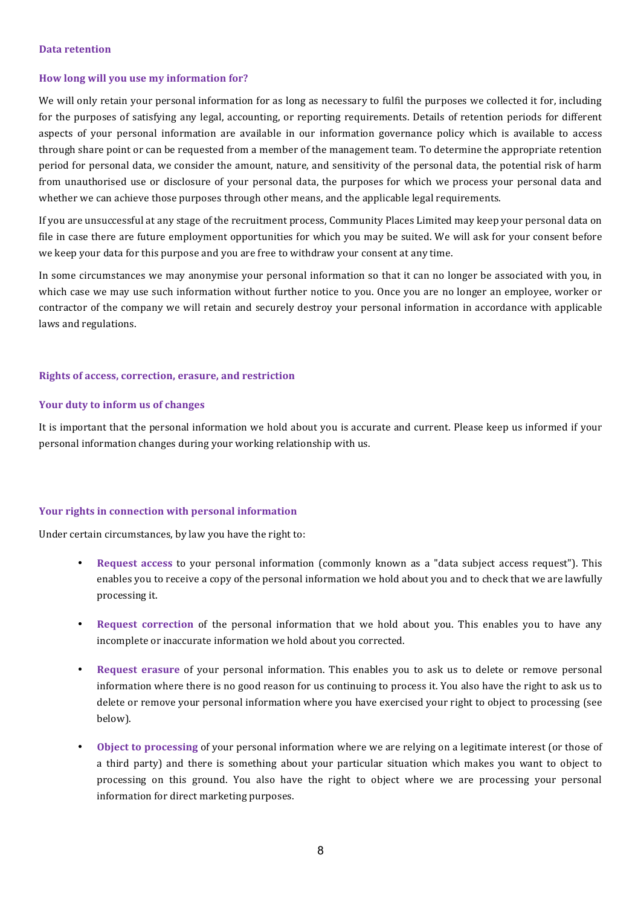## Data retention

### How long will you use my information for?

We will only retain your personal information for as long as necessary to fulfil the purposes we collected it for, including for the purposes of satisfying any legal, accounting, or reporting requirements. Details of retention periods for different aspects of your personal information are available in our information governance policy which is available to access through share point or can be requested from a member of the management team. To determine the appropriate retention period for personal data, we consider the amount, nature, and sensitivity of the personal data, the potential risk of harm from unauthorised use or disclosure of your personal data, the purposes for which we process your personal data and whether we can achieve those purposes through other means, and the applicable legal requirements.

If you are unsuccessful at any stage of the recruitment process, Community Places Limited may keep your personal data on file in case there are future employment opportunities for which you may be suited. We will ask for your consent before we keep your data for this purpose and you are free to withdraw your consent at any time.

In some circumstances we may anonymise your personal information so that it can no longer be associated with you, in which case we may use such information without further notice to you. Once you are no longer an employee, worker or contractor of the company we will retain and securely destroy your personal information in accordance with applicable laws and regulations.

## Rights of access, correction, erasure, and restriction

### Your duty to inform us of changes

It is important that the personal information we hold about you is accurate and current. Please keep us informed if your personal information changes during your working relationship with us.

### Your rights in connection with personal information

Under certain circumstances, by law you have the right to:

- **Request access** to your personal information (commonly known as a "data subject access request"). This enables you to receive a copy of the personal information we hold about you and to check that we are lawfully processing it.
- **Request correction** of the personal information that we hold about you. This enables you to have any incomplete or inaccurate information we hold about you corrected.
- **Request erasure** of your personal information. This enables you to ask us to delete or remove personal information where there is no good reason for us continuing to process it. You also have the right to ask us to delete or remove your personal information where you have exercised your right to object to processing (see below).
- **Object to processing** of your personal information where we are relying on a legitimate interest (or those of a third party) and there is something about your particular situation which makes you want to object to processing on this ground. You also have the right to object where we are processing your personal information for direct marketing purposes.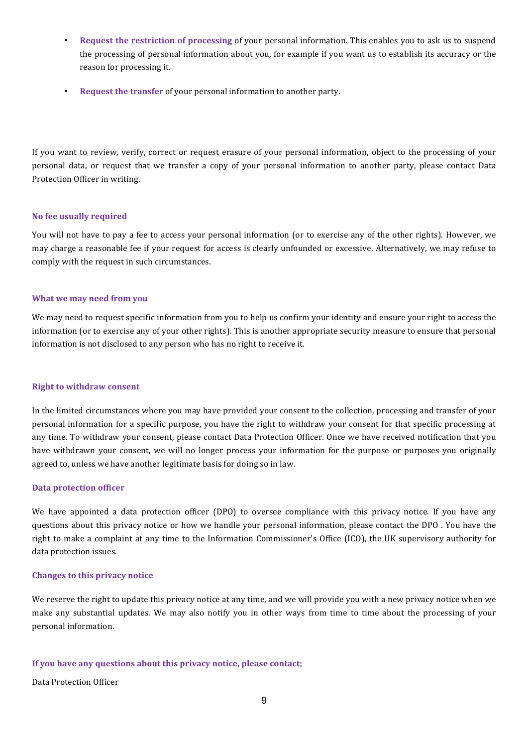- **Request the restriction of processing** of your personal information. This enables you to ask us to suspend the processing of personal information about you, for example if you want us to establish its accuracy or the reason for processing it.
- **Request the transfer** of your personal information to another party.

If you want to review, verify, correct or request erasure of your personal information, object to the processing of your personal data, or request that we transfer a copy of your personal information to another party, please contact Data Protection Officer in writing.

### No fee usually required

You will not have to pay a fee to access your personal information (or to exercise any of the other rights). However, we may charge a reasonable fee if your request for access is clearly unfounded or excessive. Alternatively, we may refuse to comply with the request in such circumstances.

### What we may need from you

We may need to request specific information from you to help us confirm your identity and ensure your right to access the information (or to exercise any of your other rights). This is another appropriate security measure to ensure that personal information is not disclosed to any person who has no right to receive it.

### Right to withdraw consent

In the limited circumstances where you may have provided your consent to the collection, processing and transfer of your personal information for a specific purpose, you have the right to withdraw your consent for that specific processing at any time. To withdraw your consent, please contact Data Protection Officer. Once we have received notification that you have withdrawn your consent, we will no longer process your information for the purpose or purposes you originally agreed to, unless we have another legitimate basis for doing so in law.

### Data protection officer

We have appointed a data protection officer (DPO) to oversee compliance with this privacy notice. If you have any questions about this privacy notice or how we handle your personal information, please contact the DPO . You have the right to make a complaint at any time to the Information Commissioner's Office (ICO), the UK supervisory authority for data protection issues.

### Changes to this privacy notice

We reserve the right to update this privacy notice at any time, and we will provide you with a new privacy notice when we make any substantial updates. We may also notify you in other ways from time to time about the processing of your personal information.

### If you have any questions about this privacy notice, please contact;

Data Protection Officer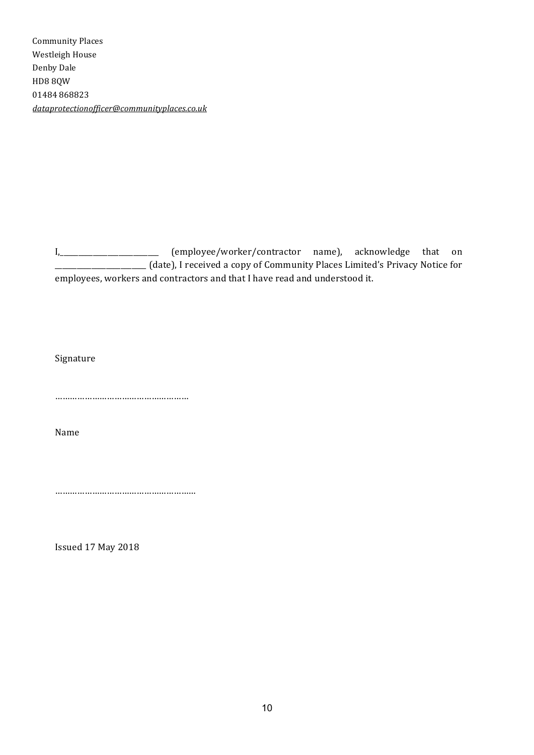Community Places
Westleigh House
Denby Dale
HD8 8QW
01484 868823
*dataprotectionofficer@communityplaces.co.uk*

I,\_\_\_\_\_\_\_\_\_\_\_\_\_\_\_\_\_\_\_\_\_\_\_\_\_\_ (employee/worker/contractor name), acknowledge that on \_\_\_\_\_\_\_\_\_\_\_\_\_\_\_\_\_\_\_\_\_\_\_\_ (date), I received a copy of Community Places Limited's Privacy Notice for employees, workers and contractors and that I have read and understood it.

Signature

……………………………………………

Name

……………………………………………

Issued 17 May 2018